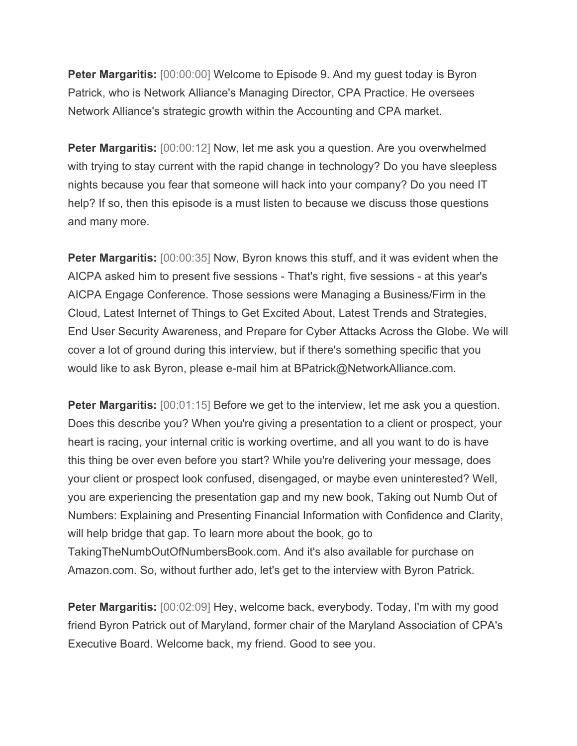**Peter Margaritis:** [00:00:00] Welcome to Episode 9. And my guest today is Byron Patrick, who is Network Alliance's Managing Director, CPA Practice. He oversees Network Alliance's strategic growth within the Accounting and CPA market.

**Peter Margaritis:** [00:00:12] Now, let me ask you a question. Are you overwhelmed with trying to stay current with the rapid change in technology? Do you have sleepless nights because you fear that someone will hack into your company? Do you need IT help? If so, then this episode is a must listen to because we discuss those questions and many more.

**Peter Margaritis:** [00:00:35] Now, Byron knows this stuff, and it was evident when the AICPA asked him to present five sessions - That's right, five sessions - at this year's AICPA Engage Conference. Those sessions were Managing a Business/Firm in the Cloud, Latest Internet of Things to Get Excited About, Latest Trends and Strategies, End User Security Awareness, and Prepare for Cyber Attacks Across the Globe. We will cover a lot of ground during this interview, but if there's something specific that you would like to ask Byron, please e-mail him at BPatrick@NetworkAlliance.com.

**Peter Margaritis:** [00:01:15] Before we get to the interview, let me ask you a question. Does this describe you? When you're giving a presentation to a client or prospect, your heart is racing, your internal critic is working overtime, and all you want to do is have this thing be over even before you start? While you're delivering your message, does your client or prospect look confused, disengaged, or maybe even uninterested? Well, you are experiencing the presentation gap and my new book, Taking out Numb Out of Numbers: Explaining and Presenting Financial Information with Confidence and Clarity, will help bridge that gap. To learn more about the book, go to TakingTheNumbOutOfNumbersBook.com. And it's also available for purchase on Amazon.com. So, without further ado, let's get to the interview with Byron Patrick.

**Peter Margaritis:** [00:02:09] Hey, welcome back, everybody. Today, I'm with my good friend Byron Patrick out of Maryland, former chair of the Maryland Association of CPA's Executive Board. Welcome back, my friend. Good to see you.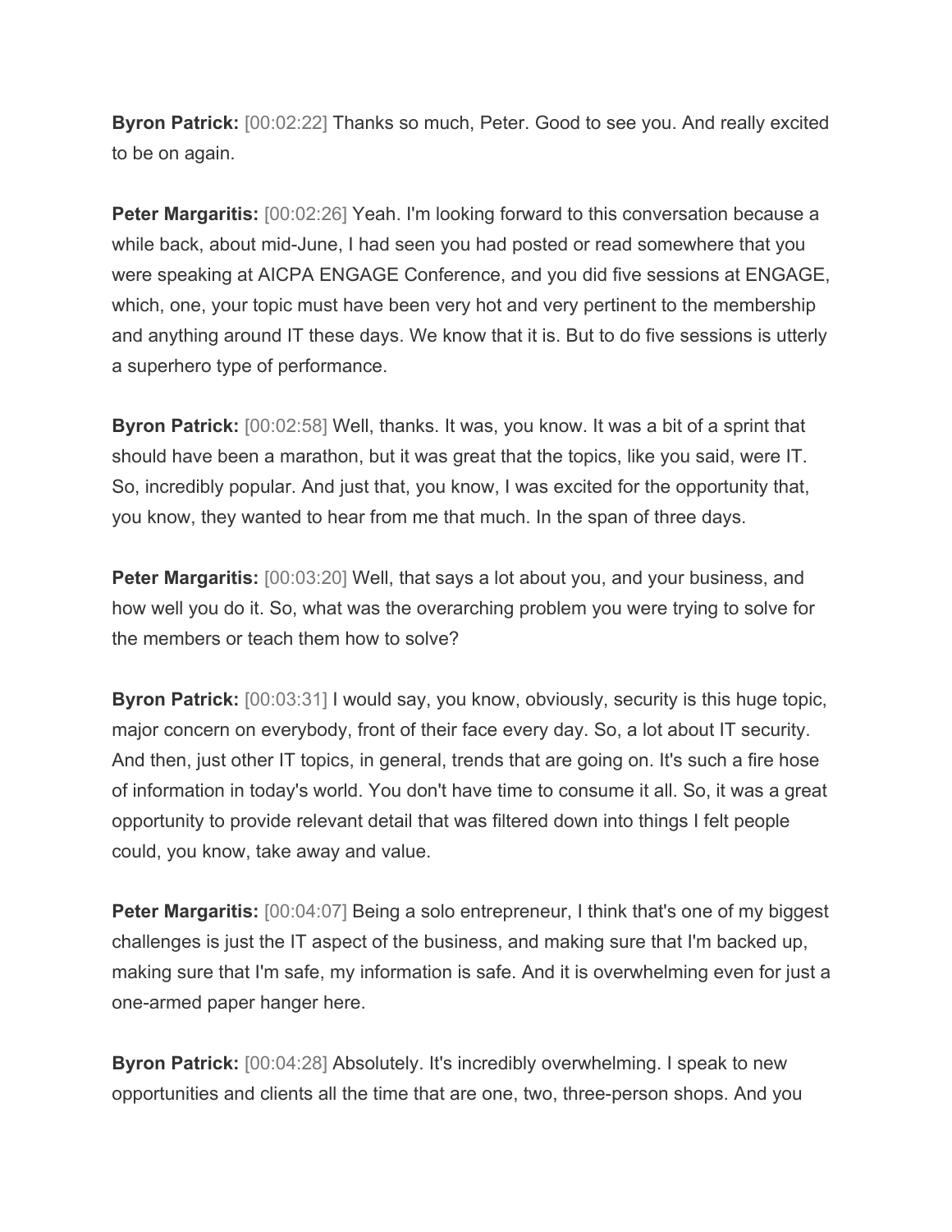**Byron Patrick:** [00:02:22] Thanks so much, Peter. Good to see you. And really excited to be on again.

**Peter Margaritis:** [00:02:26] Yeah. I'm looking forward to this conversation because a while back, about mid-June, I had seen you had posted or read somewhere that you were speaking at AICPA ENGAGE Conference, and you did five sessions at ENGAGE, which, one, your topic must have been very hot and very pertinent to the membership and anything around IT these days. We know that it is. But to do five sessions is utterly a superhero type of performance.

**Byron Patrick:** [00:02:58] Well, thanks. It was, you know. It was a bit of a sprint that should have been a marathon, but it was great that the topics, like you said, were IT. So, incredibly popular. And just that, you know, I was excited for the opportunity that, you know, they wanted to hear from me that much. In the span of three days.

**Peter Margaritis:** [00:03:20] Well, that says a lot about you, and your business, and how well you do it. So, what was the overarching problem you were trying to solve for the members or teach them how to solve?

**Byron Patrick:** [00:03:31] I would say, you know, obviously, security is this huge topic, major concern on everybody, front of their face every day. So, a lot about IT security. And then, just other IT topics, in general, trends that are going on. It's such a fire hose of information in today's world. You don't have time to consume it all. So, it was a great opportunity to provide relevant detail that was filtered down into things I felt people could, you know, take away and value.

**Peter Margaritis:** [00:04:07] Being a solo entrepreneur, I think that's one of my biggest challenges is just the IT aspect of the business, and making sure that I'm backed up, making sure that I'm safe, my information is safe. And it is overwhelming even for just a one-armed paper hanger here.

**Byron Patrick:** [00:04:28] Absolutely. It's incredibly overwhelming. I speak to new opportunities and clients all the time that are one, two, three-person shops. And you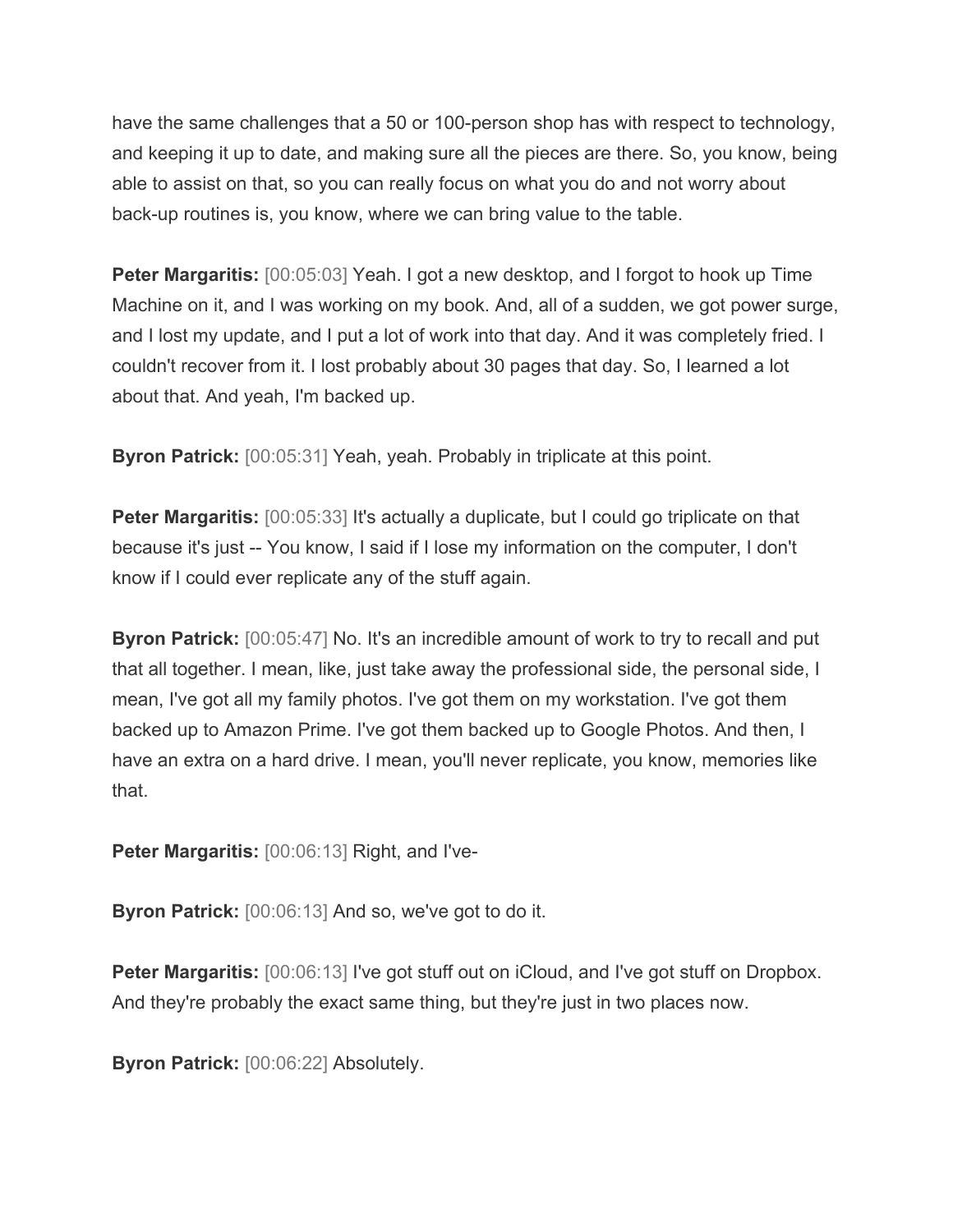have the same challenges that a 50 or 100-person shop has with respect to technology, and keeping it up to date, and making sure all the pieces are there. So, you know, being able to assist on that, so you can really focus on what you do and not worry about back-up routines is, you know, where we can bring value to the table.

**Peter Margaritis:** [00:05:03] Yeah. I got a new desktop, and I forgot to hook up Time Machine on it, and I was working on my book. And, all of a sudden, we got power surge, and I lost my update, and I put a lot of work into that day. And it was completely fried. I couldn't recover from it. I lost probably about 30 pages that day. So, I learned a lot about that. And yeah, I'm backed up.

**Byron Patrick:** [00:05:31] Yeah, yeah. Probably in triplicate at this point.

**Peter Margaritis:** [00:05:33] It's actually a duplicate, but I could go triplicate on that because it's just -- You know, I said if I lose my information on the computer, I don't know if I could ever replicate any of the stuff again.

**Byron Patrick:** [00:05:47] No. It's an incredible amount of work to try to recall and put that all together. I mean, like, just take away the professional side, the personal side, I mean, I've got all my family photos. I've got them on my workstation. I've got them backed up to Amazon Prime. I've got them backed up to Google Photos. And then, I have an extra on a hard drive. I mean, you'll never replicate, you know, memories like that.

**Peter Margaritis:** [00:06:13] Right, and I've-

**Byron Patrick:** [00:06:13] And so, we've got to do it.

**Peter Margaritis:** [00:06:13] I've got stuff out on iCloud, and I've got stuff on Dropbox. And they're probably the exact same thing, but they're just in two places now.

**Byron Patrick:** [00:06:22] Absolutely.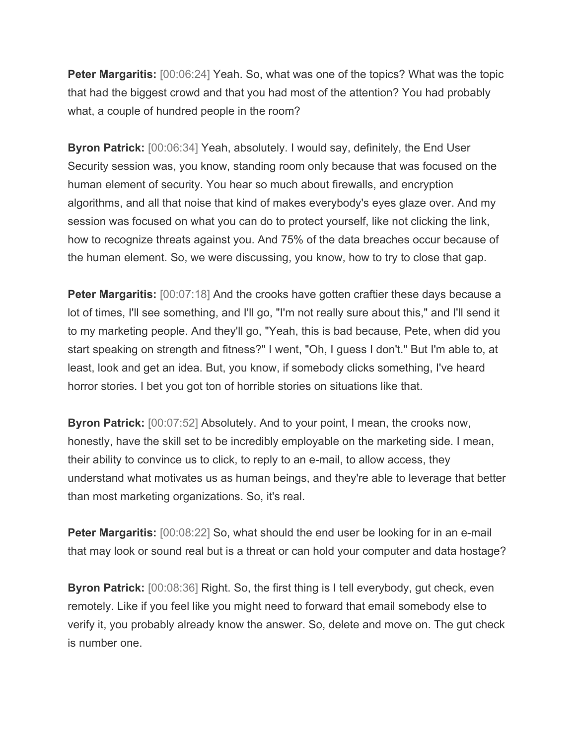**Peter Margaritis:** [00:06:24] Yeah. So, what was one of the topics? What was the topic that had the biggest crowd and that you had most of the attention? You had probably what, a couple of hundred people in the room?

**Byron Patrick:** [00:06:34] Yeah, absolutely. I would say, definitely, the End User Security session was, you know, standing room only because that was focused on the human element of security. You hear so much about firewalls, and encryption algorithms, and all that noise that kind of makes everybody's eyes glaze over. And my session was focused on what you can do to protect yourself, like not clicking the link, how to recognize threats against you. And 75% of the data breaches occur because of the human element. So, we were discussing, you know, how to try to close that gap.

**Peter Margaritis:** [00:07:18] And the crooks have gotten craftier these days because a lot of times, I'll see something, and I'll go, "I'm not really sure about this," and I'll send it to my marketing people. And they'll go, "Yeah, this is bad because, Pete, when did you start speaking on strength and fitness?" I went, "Oh, I guess I don't." But I'm able to, at least, look and get an idea. But, you know, if somebody clicks something, I've heard horror stories. I bet you got ton of horrible stories on situations like that.

**Byron Patrick:** [00:07:52] Absolutely. And to your point, I mean, the crooks now, honestly, have the skill set to be incredibly employable on the marketing side. I mean, their ability to convince us to click, to reply to an e-mail, to allow access, they understand what motivates us as human beings, and they're able to leverage that better than most marketing organizations. So, it's real.

**Peter Margaritis:** [00:08:22] So, what should the end user be looking for in an e-mail that may look or sound real but is a threat or can hold your computer and data hostage?

**Byron Patrick:** [00:08:36] Right. So, the first thing is I tell everybody, gut check, even remotely. Like if you feel like you might need to forward that email somebody else to verify it, you probably already know the answer. So, delete and move on. The gut check is number one.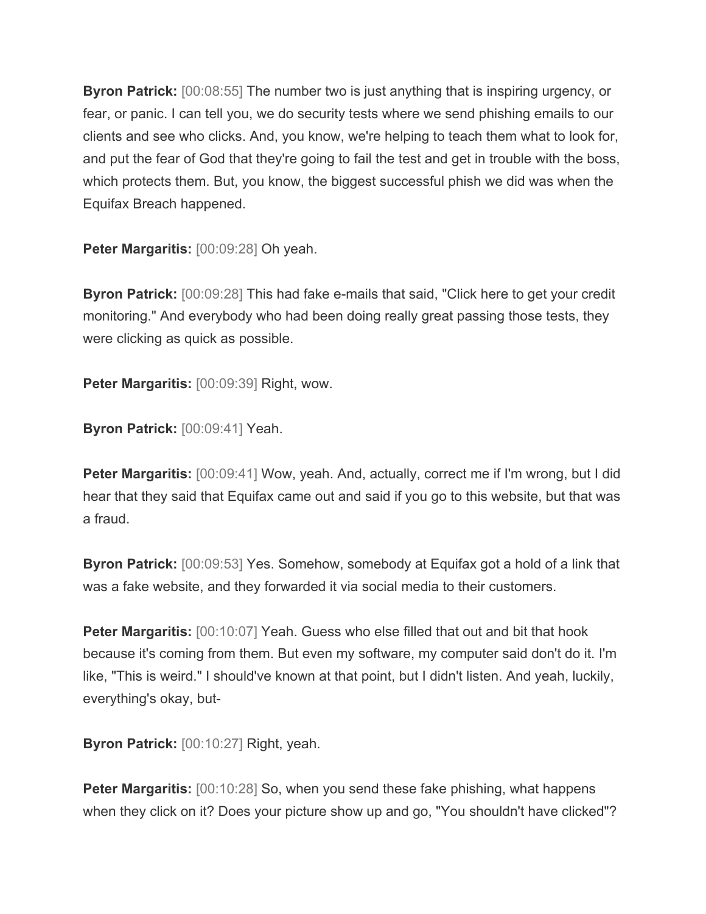**Byron Patrick:** [00:08:55] The number two is just anything that is inspiring urgency, or fear, or panic. I can tell you, we do security tests where we send phishing emails to our clients and see who clicks. And, you know, we're helping to teach them what to look for, and put the fear of God that they're going to fail the test and get in trouble with the boss, which protects them. But, you know, the biggest successful phish we did was when the Equifax Breach happened.

**Peter Margaritis:** [00:09:28] Oh yeah.

**Byron Patrick:** [00:09:28] This had fake e-mails that said, "Click here to get your credit monitoring." And everybody who had been doing really great passing those tests, they were clicking as quick as possible.

**Peter Margaritis:** [00:09:39] Right, wow.

**Byron Patrick:** [00:09:41] Yeah.

**Peter Margaritis:** [00:09:41] Wow, yeah. And, actually, correct me if I'm wrong, but I did hear that they said that Equifax came out and said if you go to this website, but that was a fraud.

**Byron Patrick:** [00:09:53] Yes. Somehow, somebody at Equifax got a hold of a link that was a fake website, and they forwarded it via social media to their customers.

**Peter Margaritis:** [00:10:07] Yeah. Guess who else filled that out and bit that hook because it's coming from them. But even my software, my computer said don't do it. I'm like, "This is weird." I should've known at that point, but I didn't listen. And yeah, luckily, everything's okay, but-

**Byron Patrick:** [00:10:27] Right, yeah.

**Peter Margaritis:** [00:10:28] So, when you send these fake phishing, what happens when they click on it? Does your picture show up and go, "You shouldn't have clicked"?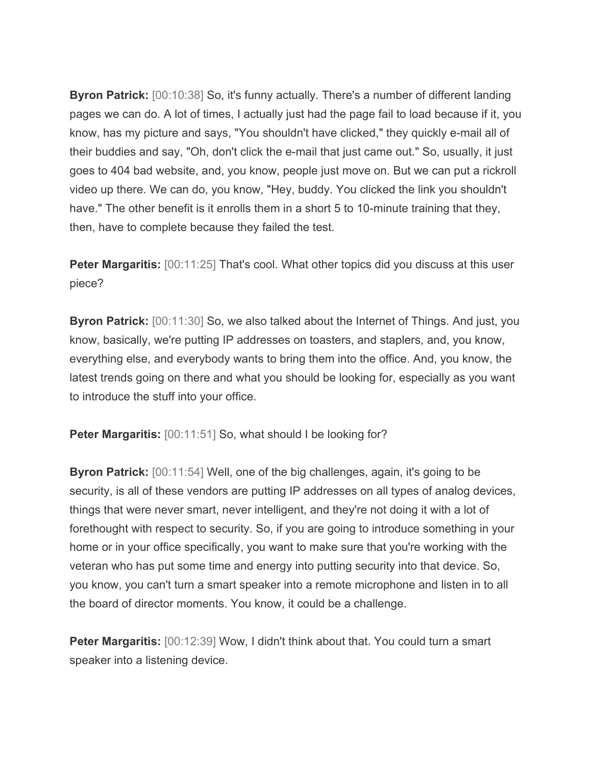**Byron Patrick:** [00:10:38] So, it's funny actually. There's a number of different landing pages we can do. A lot of times, I actually just had the page fail to load because if it, you know, has my picture and says, "You shouldn't have clicked," they quickly e-mail all of their buddies and say, "Oh, don't click the e-mail that just came out." So, usually, it just goes to 404 bad website, and, you know, people just move on. But we can put a rickroll video up there. We can do, you know, "Hey, buddy. You clicked the link you shouldn't have." The other benefit is it enrolls them in a short 5 to 10-minute training that they, then, have to complete because they failed the test.

**Peter Margaritis:** [00:11:25] That's cool. What other topics did you discuss at this user piece?

**Byron Patrick:** [00:11:30] So, we also talked about the Internet of Things. And just, you know, basically, we're putting IP addresses on toasters, and staplers, and, you know, everything else, and everybody wants to bring them into the office. And, you know, the latest trends going on there and what you should be looking for, especially as you want to introduce the stuff into your office.

**Peter Margaritis:** [00:11:51] So, what should I be looking for?

**Byron Patrick:** [00:11:54] Well, one of the big challenges, again, it's going to be security, is all of these vendors are putting IP addresses on all types of analog devices, things that were never smart, never intelligent, and they're not doing it with a lot of forethought with respect to security. So, if you are going to introduce something in your home or in your office specifically, you want to make sure that you're working with the veteran who has put some time and energy into putting security into that device. So, you know, you can't turn a smart speaker into a remote microphone and listen in to all the board of director moments. You know, it could be a challenge.

**Peter Margaritis:** [00:12:39] Wow, I didn't think about that. You could turn a smart speaker into a listening device.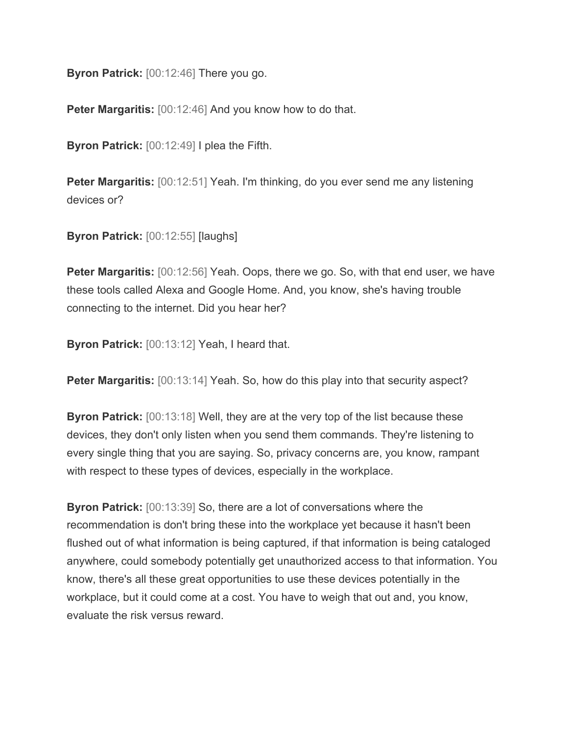**Byron Patrick:** [00:12:46] There you go.

**Peter Margaritis:** [00:12:46] And you know how to do that.

**Byron Patrick:** [00:12:49] I plea the Fifth.

**Peter Margaritis:** [00:12:51] Yeah. I'm thinking, do you ever send me any listening devices or?

**Byron Patrick:** [00:12:55] [laughs]

**Peter Margaritis:** [00:12:56] Yeah. Oops, there we go. So, with that end user, we have these tools called Alexa and Google Home. And, you know, she's having trouble connecting to the internet. Did you hear her?

**Byron Patrick:** [00:13:12] Yeah, I heard that.

**Peter Margaritis:** [00:13:14] Yeah. So, how do this play into that security aspect?

**Byron Patrick:** [00:13:18] Well, they are at the very top of the list because these devices, they don't only listen when you send them commands. They're listening to every single thing that you are saying. So, privacy concerns are, you know, rampant with respect to these types of devices, especially in the workplace.

**Byron Patrick:** [00:13:39] So, there are a lot of conversations where the recommendation is don't bring these into the workplace yet because it hasn't been flushed out of what information is being captured, if that information is being cataloged anywhere, could somebody potentially get unauthorized access to that information. You know, there's all these great opportunities to use these devices potentially in the workplace, but it could come at a cost. You have to weigh that out and, you know, evaluate the risk versus reward.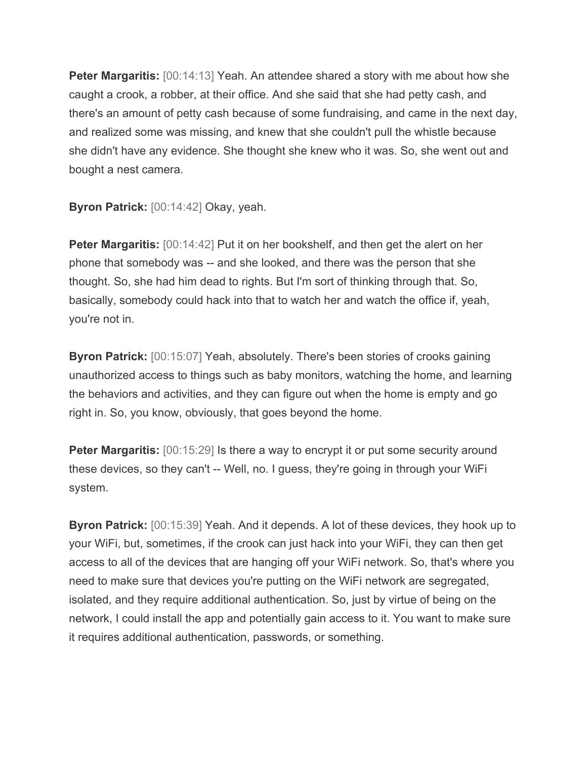**Peter Margaritis:** [00:14:13] Yeah. An attendee shared a story with me about how she caught a crook, a robber, at their office. And she said that she had petty cash, and there's an amount of petty cash because of some fundraising, and came in the next day, and realized some was missing, and knew that she couldn't pull the whistle because she didn't have any evidence. She thought she knew who it was. So, she went out and bought a nest camera.

**Byron Patrick:** [00:14:42] Okay, yeah.

**Peter Margaritis:** [00:14:42] Put it on her bookshelf, and then get the alert on her phone that somebody was -- and she looked, and there was the person that she thought. So, she had him dead to rights. But I'm sort of thinking through that. So, basically, somebody could hack into that to watch her and watch the office if, yeah, you're not in.

**Byron Patrick:** [00:15:07] Yeah, absolutely. There's been stories of crooks gaining unauthorized access to things such as baby monitors, watching the home, and learning the behaviors and activities, and they can figure out when the home is empty and go right in. So, you know, obviously, that goes beyond the home.

**Peter Margaritis:** [00:15:29] Is there a way to encrypt it or put some security around these devices, so they can't -- Well, no. I guess, they're going in through your WiFi system.

**Byron Patrick:** [00:15:39] Yeah. And it depends. A lot of these devices, they hook up to your WiFi, but, sometimes, if the crook can just hack into your WiFi, they can then get access to all of the devices that are hanging off your WiFi network. So, that's where you need to make sure that devices you're putting on the WiFi network are segregated, isolated, and they require additional authentication. So, just by virtue of being on the network, I could install the app and potentially gain access to it. You want to make sure it requires additional authentication, passwords, or something.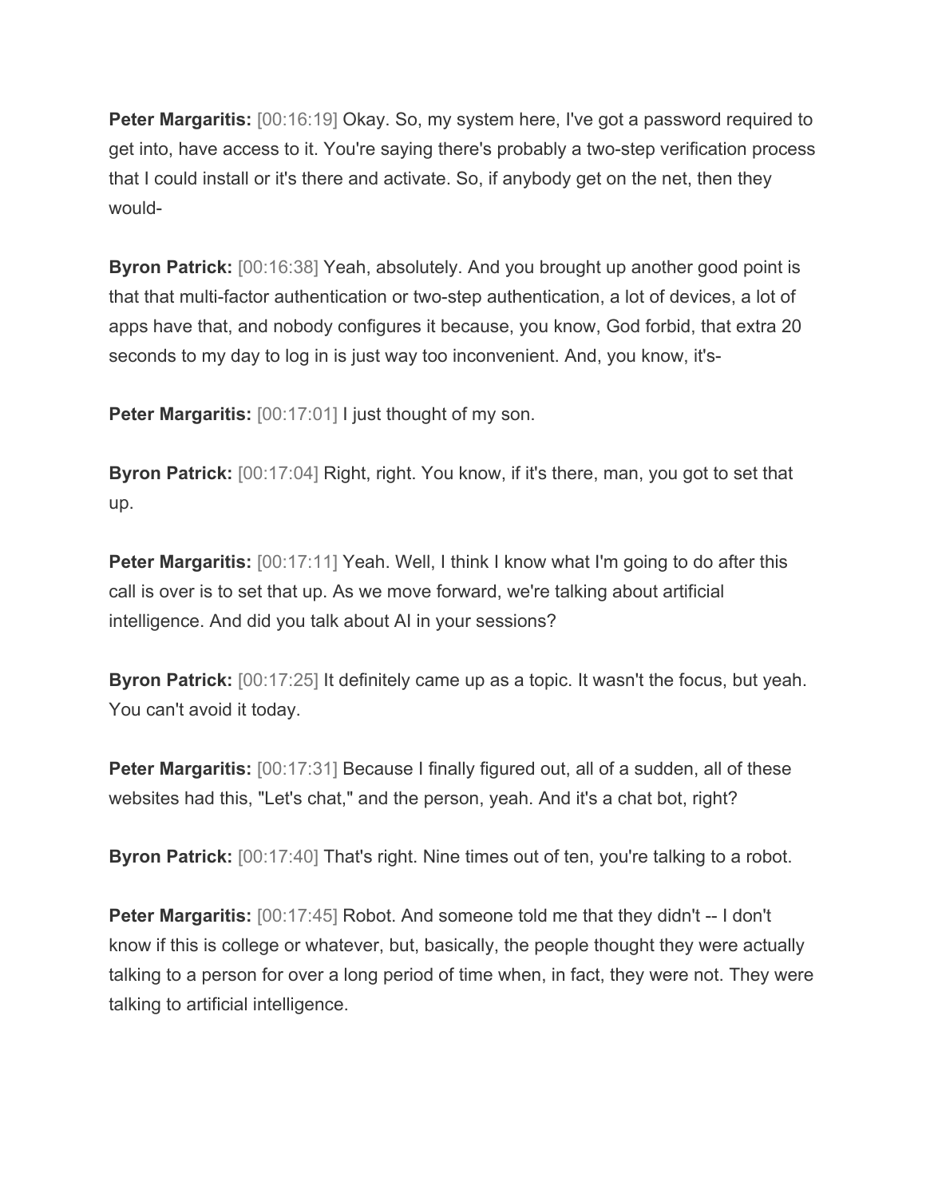**Peter Margaritis:** [00:16:19] Okay. So, my system here, I've got a password required to get into, have access to it. You're saying there's probably a two-step verification process that I could install or it's there and activate. So, if anybody get on the net, then they would-

**Byron Patrick:** [00:16:38] Yeah, absolutely. And you brought up another good point is that that multi-factor authentication or two-step authentication, a lot of devices, a lot of apps have that, and nobody configures it because, you know, God forbid, that extra 20 seconds to my day to log in is just way too inconvenient. And, you know, it's-

**Peter Margaritis:** [00:17:01] I just thought of my son.

**Byron Patrick:** [00:17:04] Right, right. You know, if it's there, man, you got to set that up.

**Peter Margaritis:** [00:17:11] Yeah. Well, I think I know what I'm going to do after this call is over is to set that up. As we move forward, we're talking about artificial intelligence. And did you talk about AI in your sessions?

**Byron Patrick:** [00:17:25] It definitely came up as a topic. It wasn't the focus, but yeah. You can't avoid it today.

**Peter Margaritis:** [00:17:31] Because I finally figured out, all of a sudden, all of these websites had this, "Let's chat," and the person, yeah. And it's a chat bot, right?

**Byron Patrick:** [00:17:40] That's right. Nine times out of ten, you're talking to a robot.

**Peter Margaritis:** [00:17:45] Robot. And someone told me that they didn't -- I don't know if this is college or whatever, but, basically, the people thought they were actually talking to a person for over a long period of time when, in fact, they were not. They were talking to artificial intelligence.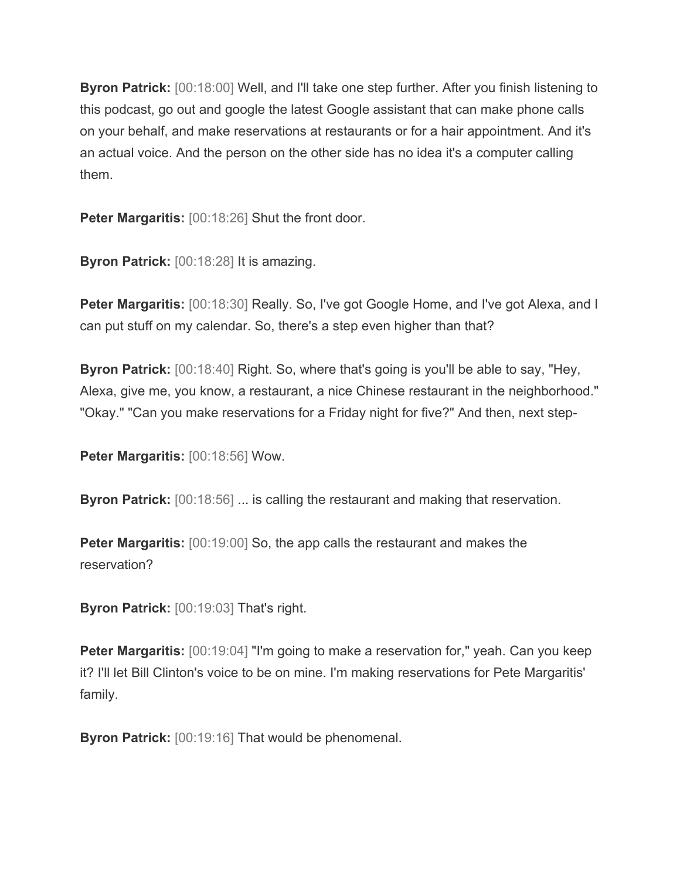**Byron Patrick:** [00:18:00] Well, and I'll take one step further. After you finish listening to this podcast, go out and google the latest Google assistant that can make phone calls on your behalf, and make reservations at restaurants or for a hair appointment. And it's an actual voice. And the person on the other side has no idea it's a computer calling them.

**Peter Margaritis:** [00:18:26] Shut the front door.

**Byron Patrick:** [00:18:28] It is amazing.

**Peter Margaritis:** [00:18:30] Really. So, I've got Google Home, and I've got Alexa, and I can put stuff on my calendar. So, there's a step even higher than that?

**Byron Patrick:** [00:18:40] Right. So, where that's going is you'll be able to say, "Hey, Alexa, give me, you know, a restaurant, a nice Chinese restaurant in the neighborhood." "Okay." "Can you make reservations for a Friday night for five?" And then, next step-

**Peter Margaritis:** [00:18:56] Wow.

**Byron Patrick:** [00:18:56] ... is calling the restaurant and making that reservation.

**Peter Margaritis:** [00:19:00] So, the app calls the restaurant and makes the reservation?

**Byron Patrick:** [00:19:03] That's right.

**Peter Margaritis:** [00:19:04] "I'm going to make a reservation for," yeah. Can you keep it? I'll let Bill Clinton's voice to be on mine. I'm making reservations for Pete Margaritis' family.

**Byron Patrick:** [00:19:16] That would be phenomenal.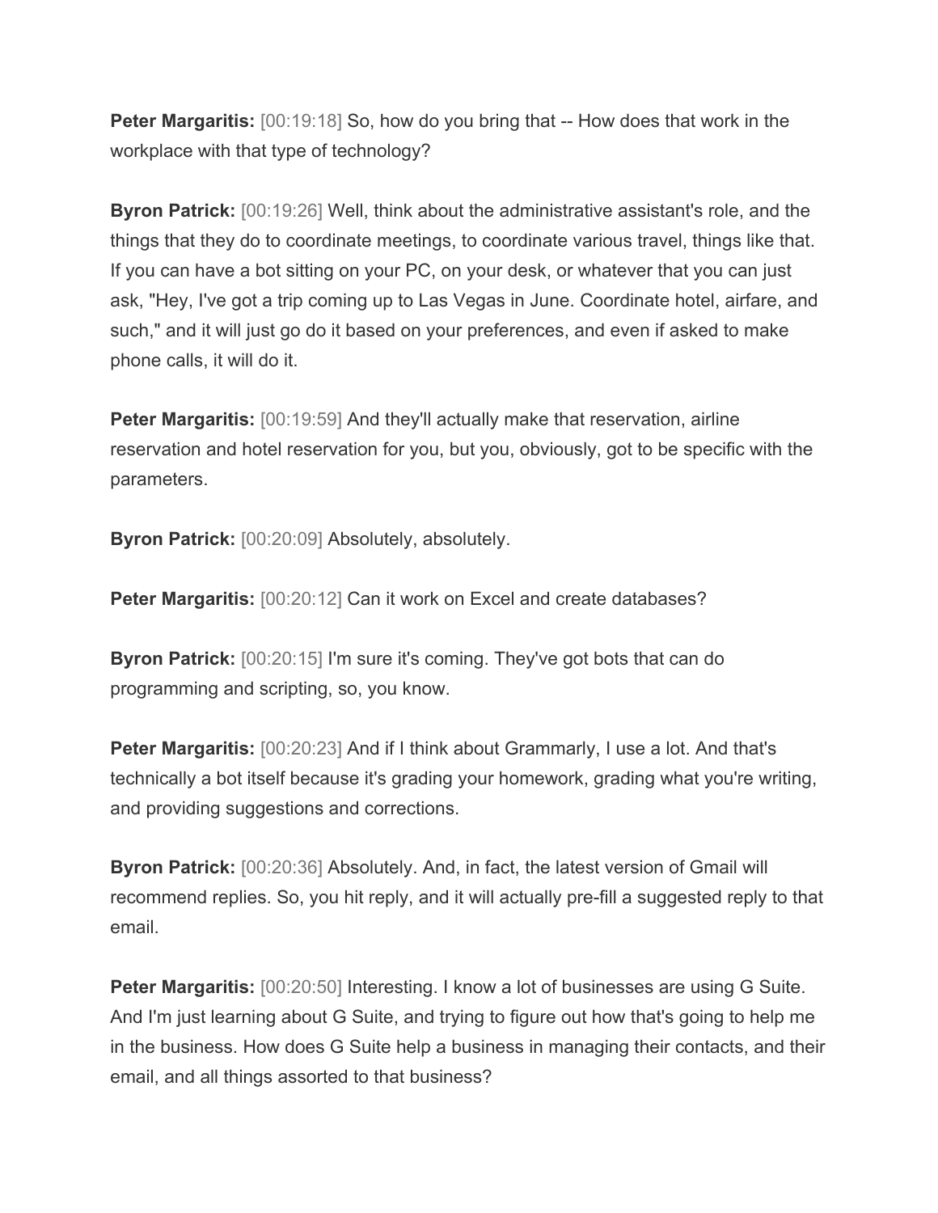**Peter Margaritis:** [00:19:18] So, how do you bring that -- How does that work in the workplace with that type of technology?

**Byron Patrick:** [00:19:26] Well, think about the administrative assistant's role, and the things that they do to coordinate meetings, to coordinate various travel, things like that. If you can have a bot sitting on your PC, on your desk, or whatever that you can just ask, "Hey, I've got a trip coming up to Las Vegas in June. Coordinate hotel, airfare, and such," and it will just go do it based on your preferences, and even if asked to make phone calls, it will do it.

**Peter Margaritis:** [00:19:59] And they'll actually make that reservation, airline reservation and hotel reservation for you, but you, obviously, got to be specific with the parameters.

**Byron Patrick:** [00:20:09] Absolutely, absolutely.

**Peter Margaritis:** [00:20:12] Can it work on Excel and create databases?

**Byron Patrick:** [00:20:15] I'm sure it's coming. They've got bots that can do programming and scripting, so, you know.

**Peter Margaritis:** [00:20:23] And if I think about Grammarly, I use a lot. And that's technically a bot itself because it's grading your homework, grading what you're writing, and providing suggestions and corrections.

**Byron Patrick:** [00:20:36] Absolutely. And, in fact, the latest version of Gmail will recommend replies. So, you hit reply, and it will actually pre-fill a suggested reply to that email.

**Peter Margaritis:** [00:20:50] Interesting. I know a lot of businesses are using G Suite. And I'm just learning about G Suite, and trying to figure out how that's going to help me in the business. How does G Suite help a business in managing their contacts, and their email, and all things assorted to that business?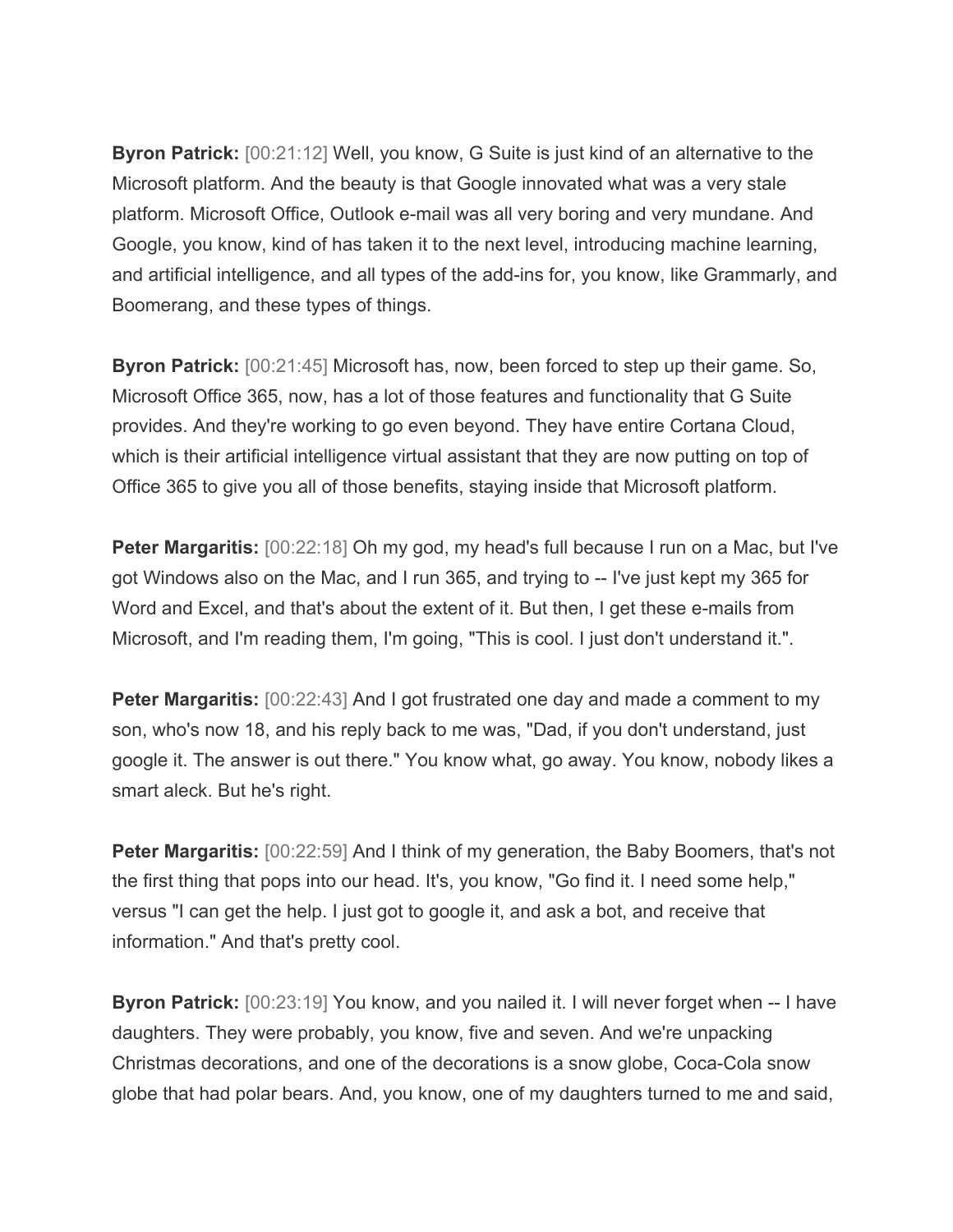**Byron Patrick:** [00:21:12] Well, you know, G Suite is just kind of an alternative to the Microsoft platform. And the beauty is that Google innovated what was a very stale platform. Microsoft Office, Outlook e-mail was all very boring and very mundane. And Google, you know, kind of has taken it to the next level, introducing machine learning, and artificial intelligence, and all types of the add-ins for, you know, like Grammarly, and Boomerang, and these types of things.

**Byron Patrick:** [00:21:45] Microsoft has, now, been forced to step up their game. So, Microsoft Office 365, now, has a lot of those features and functionality that G Suite provides. And they're working to go even beyond. They have entire Cortana Cloud, which is their artificial intelligence virtual assistant that they are now putting on top of Office 365 to give you all of those benefits, staying inside that Microsoft platform.

**Peter Margaritis:** [00:22:18] Oh my god, my head's full because I run on a Mac, but I've got Windows also on the Mac, and I run 365, and trying to -- I've just kept my 365 for Word and Excel, and that's about the extent of it. But then, I get these e-mails from Microsoft, and I'm reading them, I'm going, "This is cool. I just don't understand it.".

**Peter Margaritis:** [00:22:43] And I got frustrated one day and made a comment to my son, who's now 18, and his reply back to me was, "Dad, if you don't understand, just google it. The answer is out there." You know what, go away. You know, nobody likes a smart aleck. But he's right.

**Peter Margaritis:** [00:22:59] And I think of my generation, the Baby Boomers, that's not the first thing that pops into our head. It's, you know, "Go find it. I need some help," versus "I can get the help. I just got to google it, and ask a bot, and receive that information." And that's pretty cool.

**Byron Patrick:** [00:23:19] You know, and you nailed it. I will never forget when -- I have daughters. They were probably, you know, five and seven. And we're unpacking Christmas decorations, and one of the decorations is a snow globe, Coca-Cola snow globe that had polar bears. And, you know, one of my daughters turned to me and said,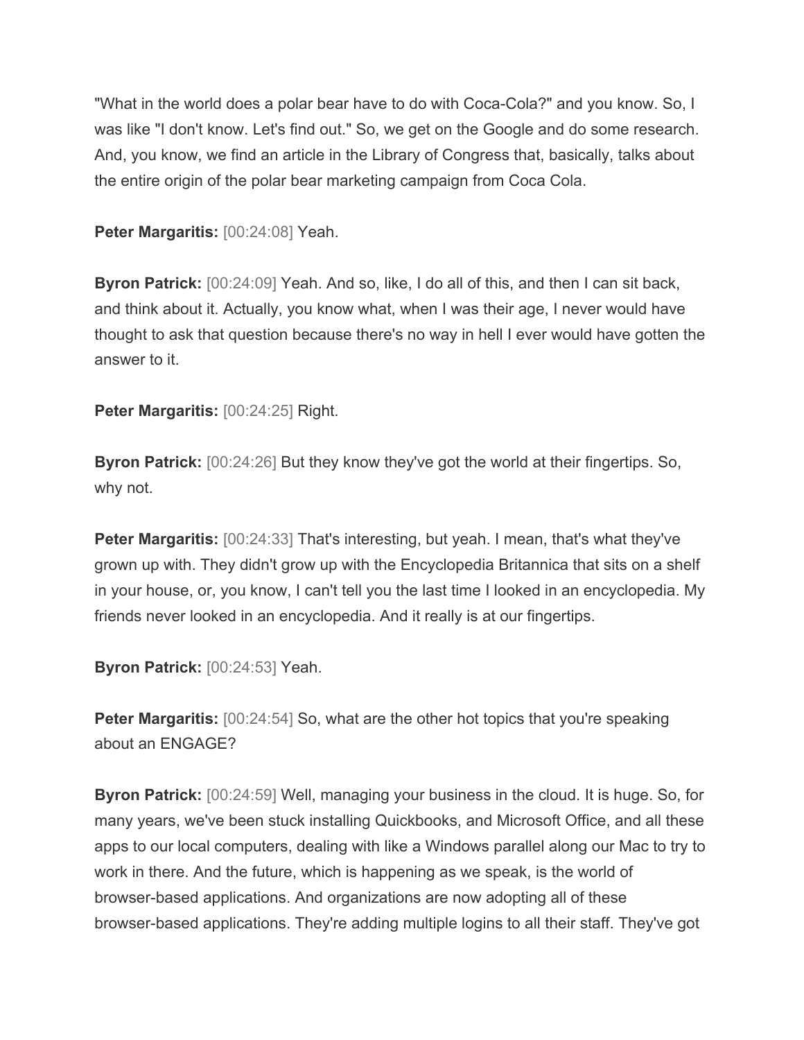"What in the world does a polar bear have to do with Coca-Cola?" and you know. So, I was like "I don't know. Let's find out." So, we get on the Google and do some research. And, you know, we find an article in the Library of Congress that, basically, talks about the entire origin of the polar bear marketing campaign from Coca Cola.

**Peter Margaritis:** [00:24:08] Yeah.

**Byron Patrick:** [00:24:09] Yeah. And so, like, I do all of this, and then I can sit back, and think about it. Actually, you know what, when I was their age, I never would have thought to ask that question because there's no way in hell I ever would have gotten the answer to it.

**Peter Margaritis:** [00:24:25] Right.

**Byron Patrick:** [00:24:26] But they know they've got the world at their fingertips. So, why not.

**Peter Margaritis:** [00:24:33] That's interesting, but yeah. I mean, that's what they've grown up with. They didn't grow up with the Encyclopedia Britannica that sits on a shelf in your house, or, you know, I can't tell you the last time I looked in an encyclopedia. My friends never looked in an encyclopedia. And it really is at our fingertips.

**Byron Patrick:** [00:24:53] Yeah.

**Peter Margaritis:** [00:24:54] So, what are the other hot topics that you're speaking about an ENGAGE?

**Byron Patrick:** [00:24:59] Well, managing your business in the cloud. It is huge. So, for many years, we've been stuck installing Quickbooks, and Microsoft Office, and all these apps to our local computers, dealing with like a Windows parallel along our Mac to try to work in there. And the future, which is happening as we speak, is the world of browser-based applications. And organizations are now adopting all of these browser-based applications. They're adding multiple logins to all their staff. They've got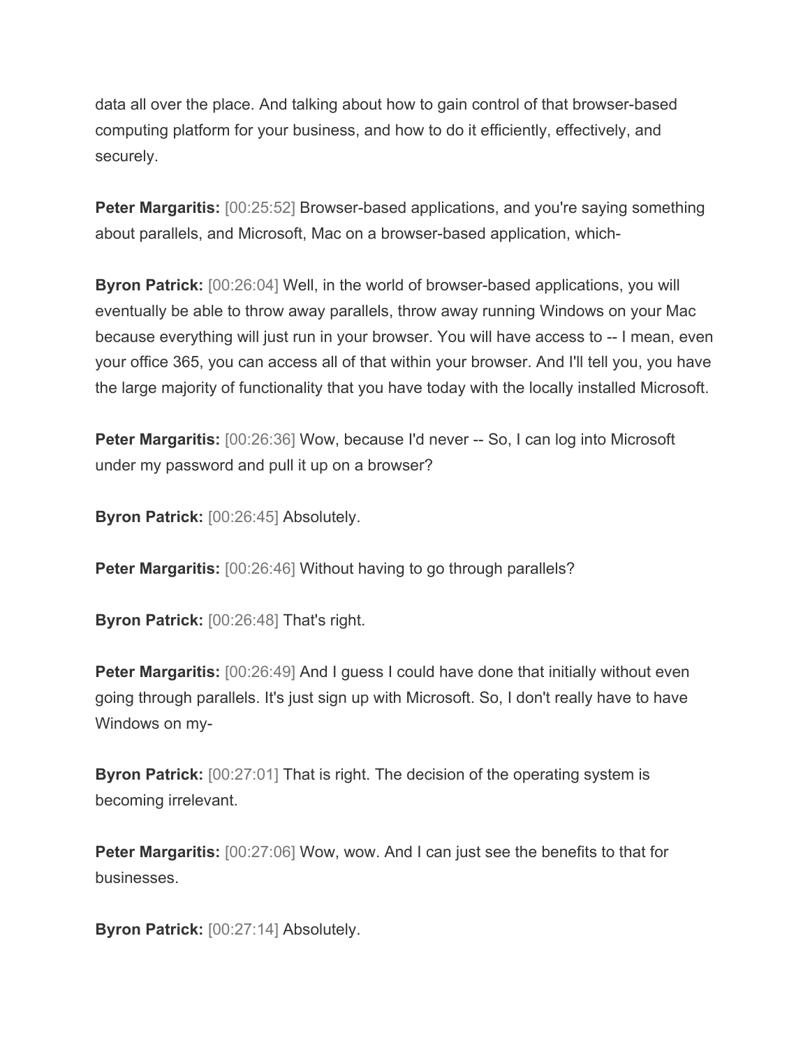data all over the place. And talking about how to gain control of that browser-based computing platform for your business, and how to do it efficiently, effectively, and securely.

**Peter Margaritis:** [00:25:52] Browser-based applications, and you're saying something about parallels, and Microsoft, Mac on a browser-based application, which-

**Byron Patrick:** [00:26:04] Well, in the world of browser-based applications, you will eventually be able to throw away parallels, throw away running Windows on your Mac because everything will just run in your browser. You will have access to -- I mean, even your office 365, you can access all of that within your browser. And I'll tell you, you have the large majority of functionality that you have today with the locally installed Microsoft.

**Peter Margaritis:** [00:26:36] Wow, because I'd never -- So, I can log into Microsoft under my password and pull it up on a browser?

**Byron Patrick:** [00:26:45] Absolutely.

**Peter Margaritis:** [00:26:46] Without having to go through parallels?

**Byron Patrick:** [00:26:48] That's right.

**Peter Margaritis:** [00:26:49] And I guess I could have done that initially without even going through parallels. It's just sign up with Microsoft. So, I don't really have to have Windows on my-

**Byron Patrick:** [00:27:01] That is right. The decision of the operating system is becoming irrelevant.

**Peter Margaritis:** [00:27:06] Wow, wow. And I can just see the benefits to that for businesses.

**Byron Patrick:** [00:27:14] Absolutely.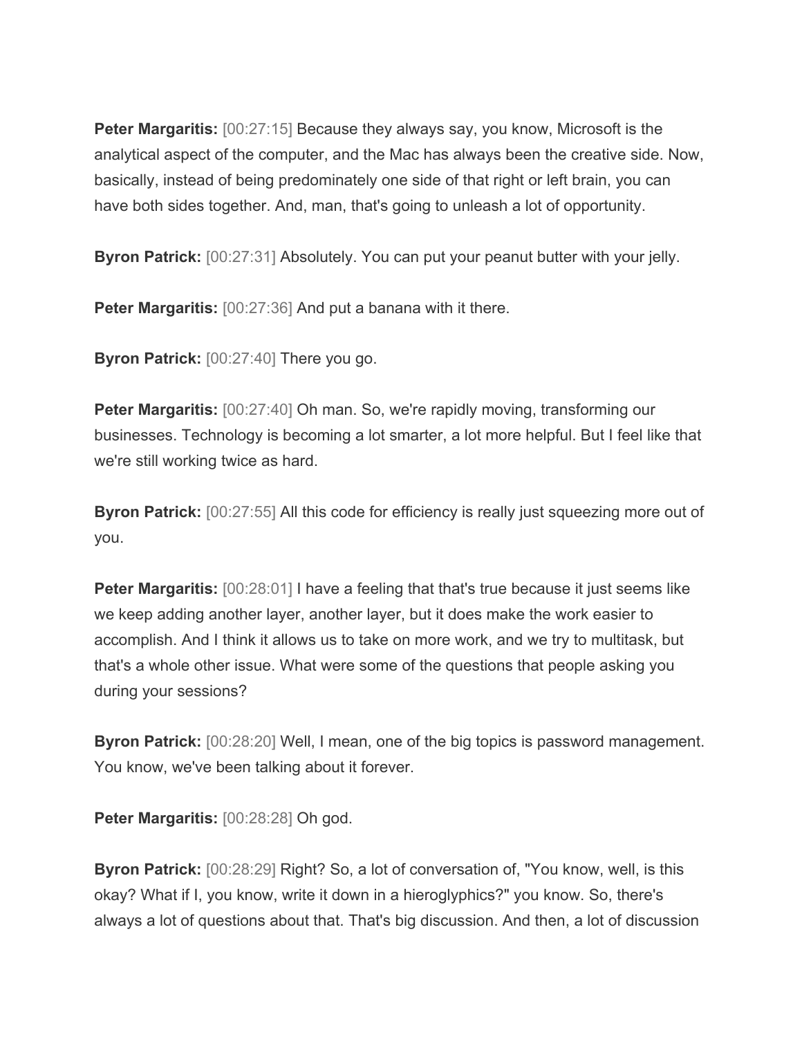**Peter Margaritis:** [00:27:15] Because they always say, you know, Microsoft is the analytical aspect of the computer, and the Mac has always been the creative side. Now, basically, instead of being predominately one side of that right or left brain, you can have both sides together. And, man, that's going to unleash a lot of opportunity.

**Byron Patrick:** [00:27:31] Absolutely. You can put your peanut butter with your jelly.

**Peter Margaritis:** [00:27:36] And put a banana with it there.

**Byron Patrick:** [00:27:40] There you go.

**Peter Margaritis:** [00:27:40] Oh man. So, we're rapidly moving, transforming our businesses. Technology is becoming a lot smarter, a lot more helpful. But I feel like that we're still working twice as hard.

**Byron Patrick:** [00:27:55] All this code for efficiency is really just squeezing more out of you.

**Peter Margaritis:** [00:28:01] I have a feeling that that's true because it just seems like we keep adding another layer, another layer, but it does make the work easier to accomplish. And I think it allows us to take on more work, and we try to multitask, but that's a whole other issue. What were some of the questions that people asking you during your sessions?

**Byron Patrick:** [00:28:20] Well, I mean, one of the big topics is password management. You know, we've been talking about it forever.

**Peter Margaritis:** [00:28:28] Oh god.

**Byron Patrick:** [00:28:29] Right? So, a lot of conversation of, "You know, well, is this okay? What if I, you know, write it down in a hieroglyphics?" you know. So, there's always a lot of questions about that. That's big discussion. And then, a lot of discussion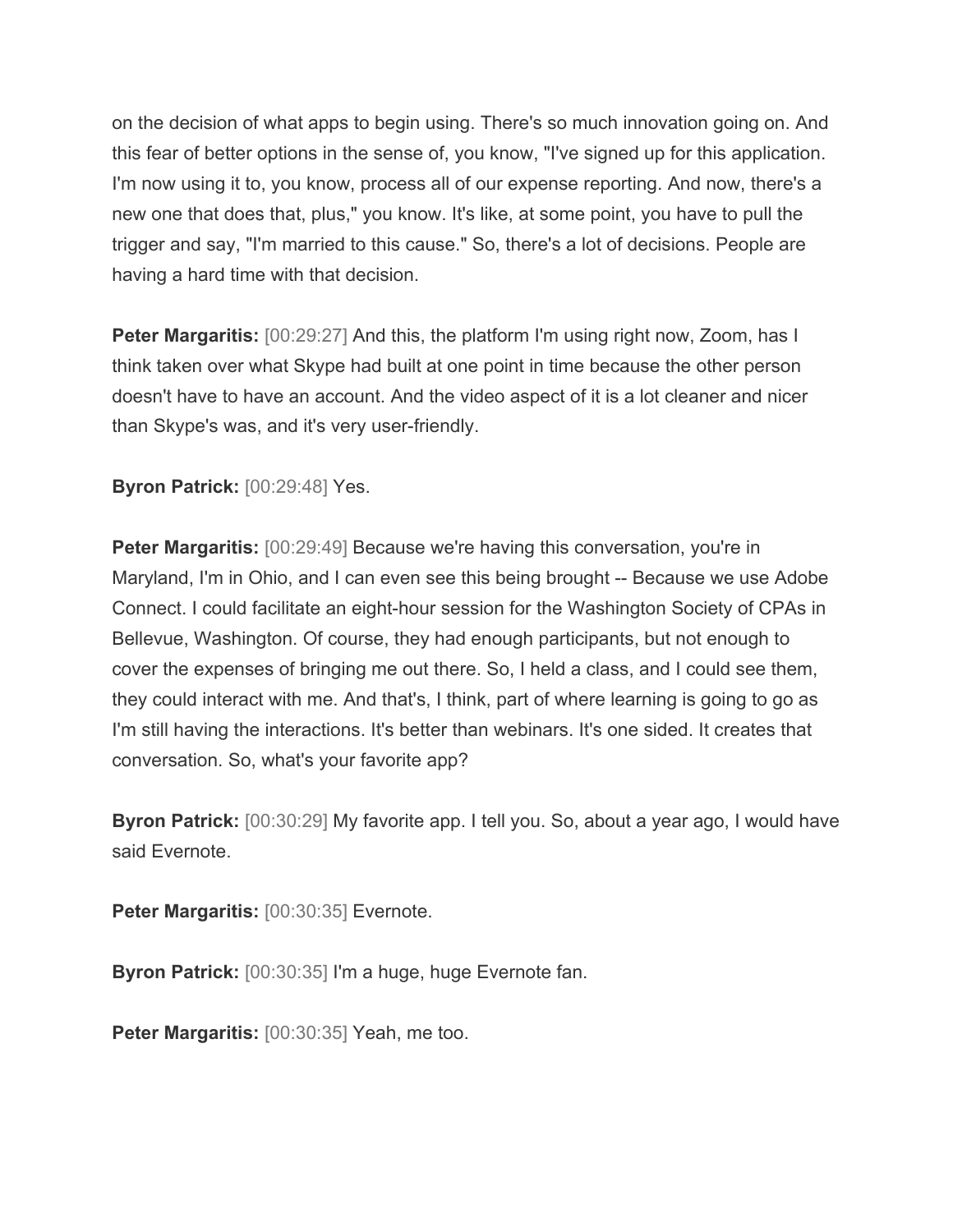on the decision of what apps to begin using. There's so much innovation going on. And this fear of better options in the sense of, you know, "I've signed up for this application. I'm now using it to, you know, process all of our expense reporting. And now, there's a new one that does that, plus," you know. It's like, at some point, you have to pull the trigger and say, "I'm married to this cause." So, there's a lot of decisions. People are having a hard time with that decision.

**Peter Margaritis:** [00:29:27] And this, the platform I'm using right now, Zoom, has I think taken over what Skype had built at one point in time because the other person doesn't have to have an account. And the video aspect of it is a lot cleaner and nicer than Skype's was, and it's very user-friendly.

**Byron Patrick:** [00:29:48] Yes.

**Peter Margaritis:** [00:29:49] Because we're having this conversation, you're in Maryland, I'm in Ohio, and I can even see this being brought -- Because we use Adobe Connect. I could facilitate an eight-hour session for the Washington Society of CPAs in Bellevue, Washington. Of course, they had enough participants, but not enough to cover the expenses of bringing me out there. So, I held a class, and I could see them, they could interact with me. And that's, I think, part of where learning is going to go as I'm still having the interactions. It's better than webinars. It's one sided. It creates that conversation. So, what's your favorite app?

**Byron Patrick:** [00:30:29] My favorite app. I tell you. So, about a year ago, I would have said Evernote.

**Peter Margaritis:** [00:30:35] Evernote.

**Byron Patrick:** [00:30:35] I'm a huge, huge Evernote fan.

**Peter Margaritis:** [00:30:35] Yeah, me too.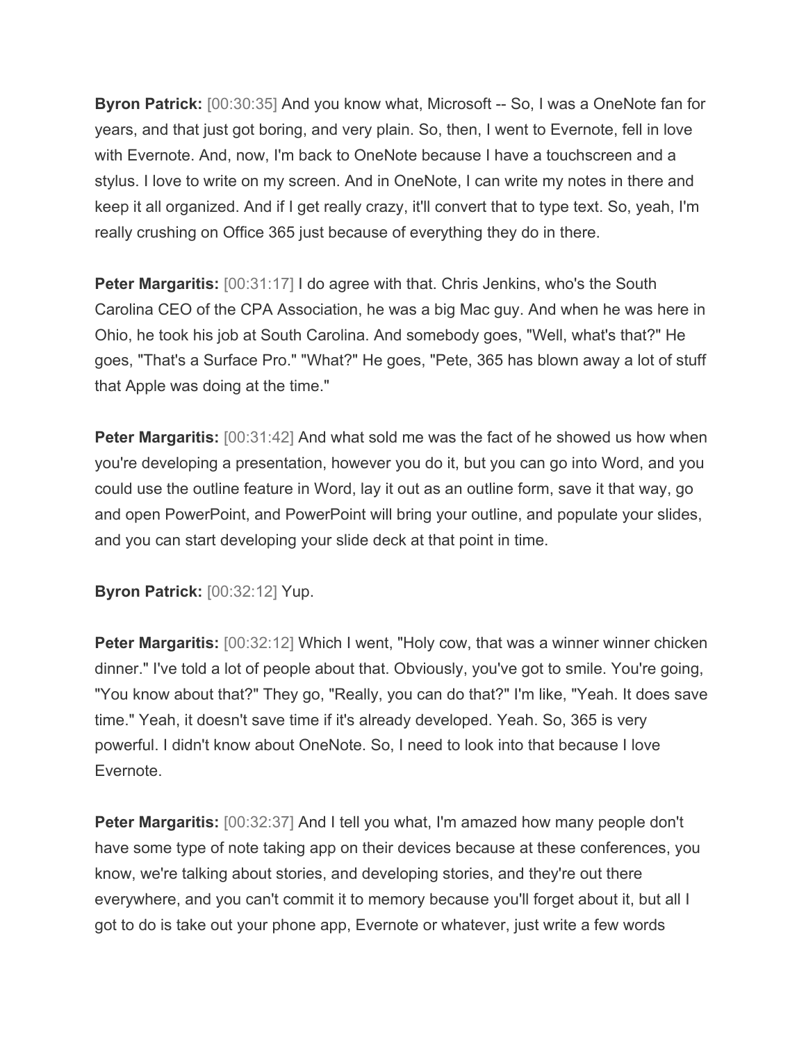**Byron Patrick:** [00:30:35] And you know what, Microsoft -- So, I was a OneNote fan for years, and that just got boring, and very plain. So, then, I went to Evernote, fell in love with Evernote. And, now, I'm back to OneNote because I have a touchscreen and a stylus. I love to write on my screen. And in OneNote, I can write my notes in there and keep it all organized. And if I get really crazy, it'll convert that to type text. So, yeah, I'm really crushing on Office 365 just because of everything they do in there.

**Peter Margaritis:** [00:31:17] I do agree with that. Chris Jenkins, who's the South Carolina CEO of the CPA Association, he was a big Mac guy. And when he was here in Ohio, he took his job at South Carolina. And somebody goes, "Well, what's that?" He goes, "That's a Surface Pro." "What?" He goes, "Pete, 365 has blown away a lot of stuff that Apple was doing at the time."

**Peter Margaritis:** [00:31:42] And what sold me was the fact of he showed us how when you're developing a presentation, however you do it, but you can go into Word, and you could use the outline feature in Word, lay it out as an outline form, save it that way, go and open PowerPoint, and PowerPoint will bring your outline, and populate your slides, and you can start developing your slide deck at that point in time.

**Byron Patrick:** [00:32:12] Yup.

**Peter Margaritis:** [00:32:12] Which I went, "Holy cow, that was a winner winner chicken dinner." I've told a lot of people about that. Obviously, you've got to smile. You're going, "You know about that?" They go, "Really, you can do that?" I'm like, "Yeah. It does save time." Yeah, it doesn't save time if it's already developed. Yeah. So, 365 is very powerful. I didn't know about OneNote. So, I need to look into that because I love Evernote.

**Peter Margaritis:** [00:32:37] And I tell you what, I'm amazed how many people don't have some type of note taking app on their devices because at these conferences, you know, we're talking about stories, and developing stories, and they're out there everywhere, and you can't commit it to memory because you'll forget about it, but all I got to do is take out your phone app, Evernote or whatever, just write a few words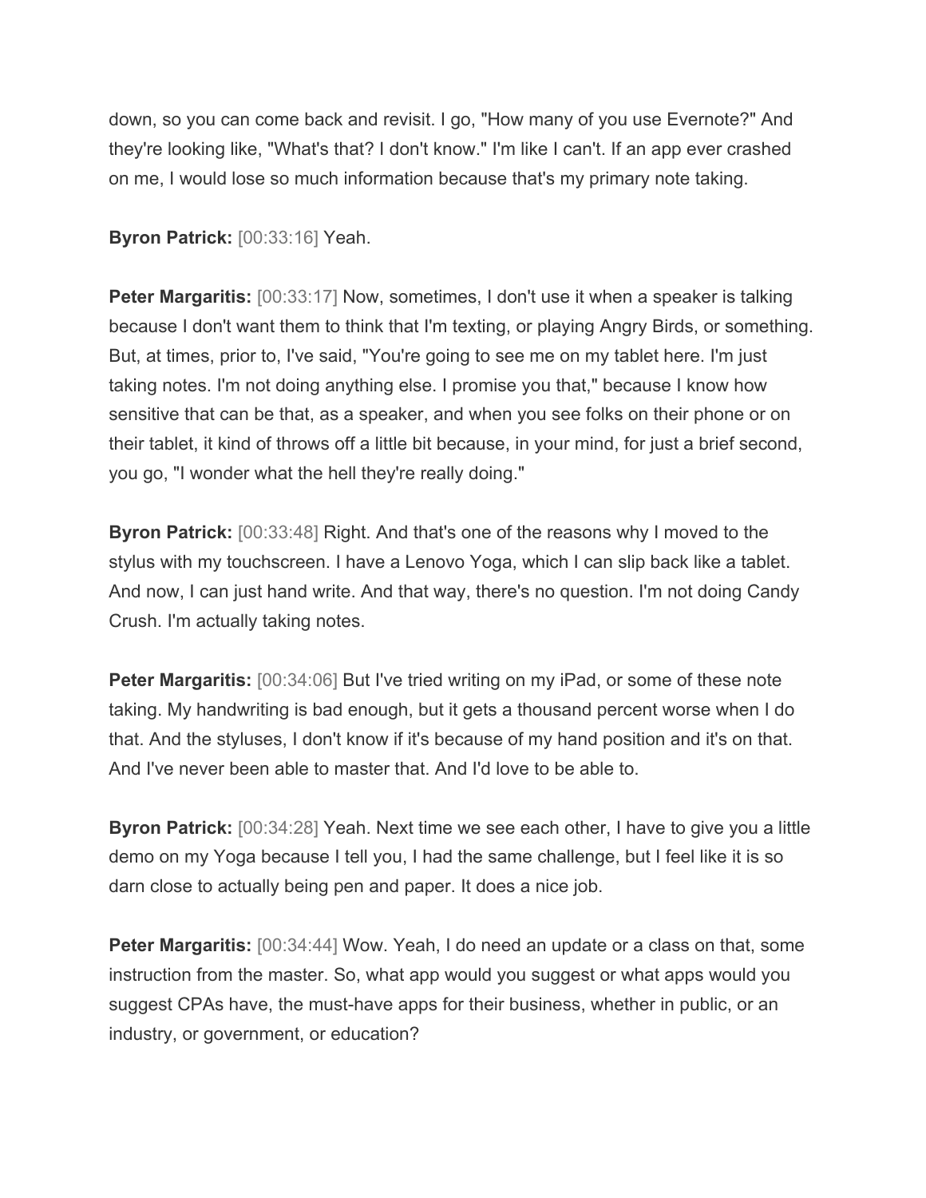down, so you can come back and revisit. I go, "How many of you use Evernote?" And they're looking like, "What's that? I don't know." I'm like I can't. If an app ever crashed on me, I would lose so much information because that's my primary note taking.

**Byron Patrick:** [00:33:16] Yeah.

**Peter Margaritis:** [00:33:17] Now, sometimes, I don't use it when a speaker is talking because I don't want them to think that I'm texting, or playing Angry Birds, or something. But, at times, prior to, I've said, "You're going to see me on my tablet here. I'm just taking notes. I'm not doing anything else. I promise you that," because I know how sensitive that can be that, as a speaker, and when you see folks on their phone or on their tablet, it kind of throws off a little bit because, in your mind, for just a brief second, you go, "I wonder what the hell they're really doing."

**Byron Patrick:** [00:33:48] Right. And that's one of the reasons why I moved to the stylus with my touchscreen. I have a Lenovo Yoga, which I can slip back like a tablet. And now, I can just hand write. And that way, there's no question. I'm not doing Candy Crush. I'm actually taking notes.

**Peter Margaritis:** [00:34:06] But I've tried writing on my iPad, or some of these note taking. My handwriting is bad enough, but it gets a thousand percent worse when I do that. And the styluses, I don't know if it's because of my hand position and it's on that. And I've never been able to master that. And I'd love to be able to.

**Byron Patrick:** [00:34:28] Yeah. Next time we see each other, I have to give you a little demo on my Yoga because I tell you, I had the same challenge, but I feel like it is so darn close to actually being pen and paper. It does a nice job.

**Peter Margaritis:** [00:34:44] Wow. Yeah, I do need an update or a class on that, some instruction from the master. So, what app would you suggest or what apps would you suggest CPAs have, the must-have apps for their business, whether in public, or an industry, or government, or education?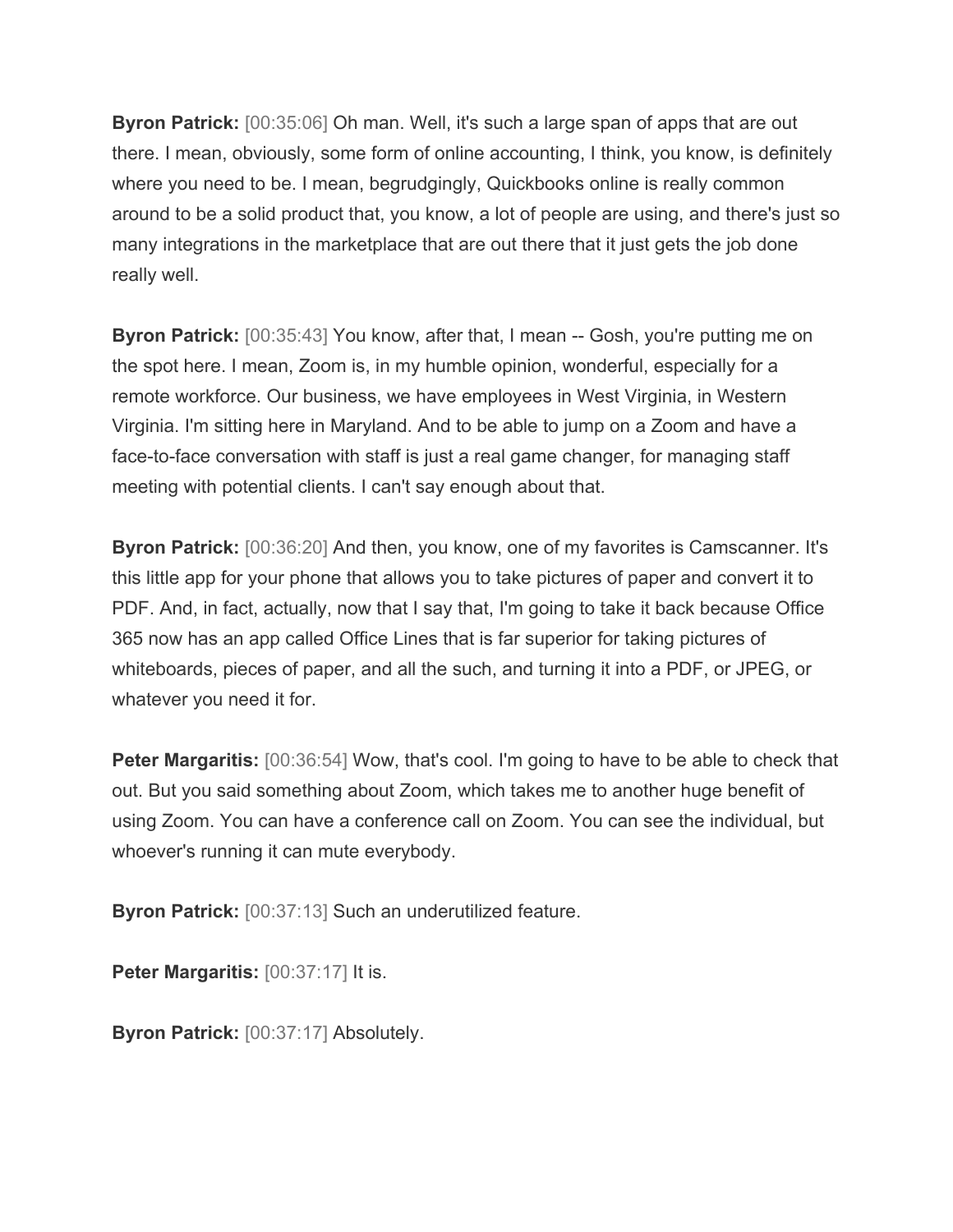**Byron Patrick:** [00:35:06] Oh man. Well, it's such a large span of apps that are out there. I mean, obviously, some form of online accounting, I think, you know, is definitely where you need to be. I mean, begrudgingly, Quickbooks online is really common around to be a solid product that, you know, a lot of people are using, and there's just so many integrations in the marketplace that are out there that it just gets the job done really well.

**Byron Patrick:** [00:35:43] You know, after that, I mean -- Gosh, you're putting me on the spot here. I mean, Zoom is, in my humble opinion, wonderful, especially for a remote workforce. Our business, we have employees in West Virginia, in Western Virginia. I'm sitting here in Maryland. And to be able to jump on a Zoom and have a face-to-face conversation with staff is just a real game changer, for managing staff meeting with potential clients. I can't say enough about that.

**Byron Patrick:** [00:36:20] And then, you know, one of my favorites is Camscanner. It's this little app for your phone that allows you to take pictures of paper and convert it to PDF. And, in fact, actually, now that I say that, I'm going to take it back because Office 365 now has an app called Office Lines that is far superior for taking pictures of whiteboards, pieces of paper, and all the such, and turning it into a PDF, or JPEG, or whatever you need it for.

**Peter Margaritis:** [00:36:54] Wow, that's cool. I'm going to have to be able to check that out. But you said something about Zoom, which takes me to another huge benefit of using Zoom. You can have a conference call on Zoom. You can see the individual, but whoever's running it can mute everybody.

**Byron Patrick:** [00:37:13] Such an underutilized feature.

**Peter Margaritis:** [00:37:17] It is.

**Byron Patrick:** [00:37:17] Absolutely.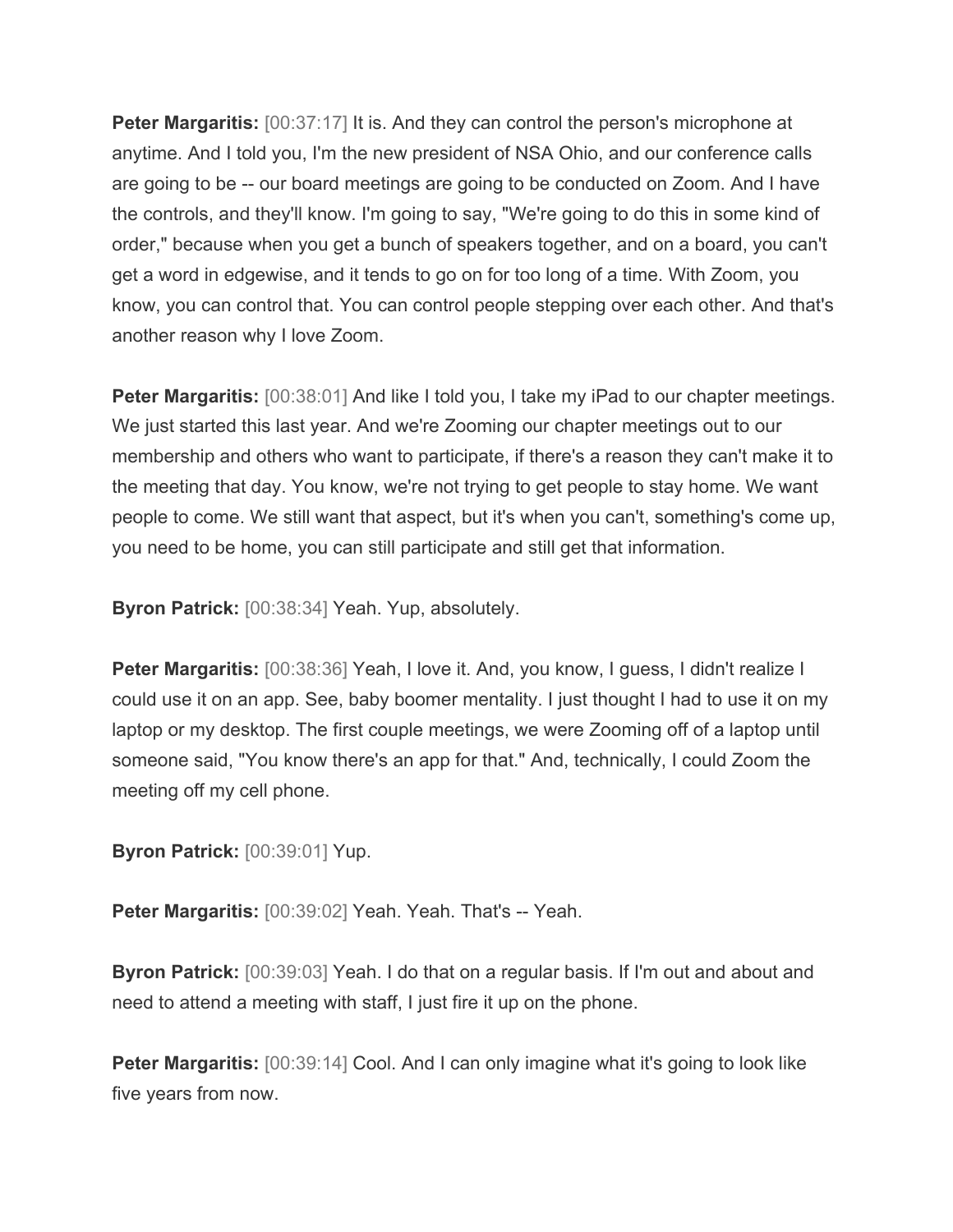**Peter Margaritis:** [00:37:17] It is. And they can control the person's microphone at anytime. And I told you, I'm the new president of NSA Ohio, and our conference calls are going to be -- our board meetings are going to be conducted on Zoom. And I have the controls, and they'll know. I'm going to say, "We're going to do this in some kind of order," because when you get a bunch of speakers together, and on a board, you can't get a word in edgewise, and it tends to go on for too long of a time. With Zoom, you know, you can control that. You can control people stepping over each other. And that's another reason why I love Zoom.

**Peter Margaritis:** [00:38:01] And like I told you, I take my iPad to our chapter meetings. We just started this last year. And we're Zooming our chapter meetings out to our membership and others who want to participate, if there's a reason they can't make it to the meeting that day. You know, we're not trying to get people to stay home. We want people to come. We still want that aspect, but it's when you can't, something's come up, you need to be home, you can still participate and still get that information.

**Byron Patrick:** [00:38:34] Yeah. Yup, absolutely.

**Peter Margaritis:** [00:38:36] Yeah, I love it. And, you know, I guess, I didn't realize I could use it on an app. See, baby boomer mentality. I just thought I had to use it on my laptop or my desktop. The first couple meetings, we were Zooming off of a laptop until someone said, "You know there's an app for that." And, technically, I could Zoom the meeting off my cell phone.

**Byron Patrick:** [00:39:01] Yup.

**Peter Margaritis:** [00:39:02] Yeah. Yeah. That's -- Yeah.

**Byron Patrick:** [00:39:03] Yeah. I do that on a regular basis. If I'm out and about and need to attend a meeting with staff, I just fire it up on the phone.

**Peter Margaritis:** [00:39:14] Cool. And I can only imagine what it's going to look like five years from now.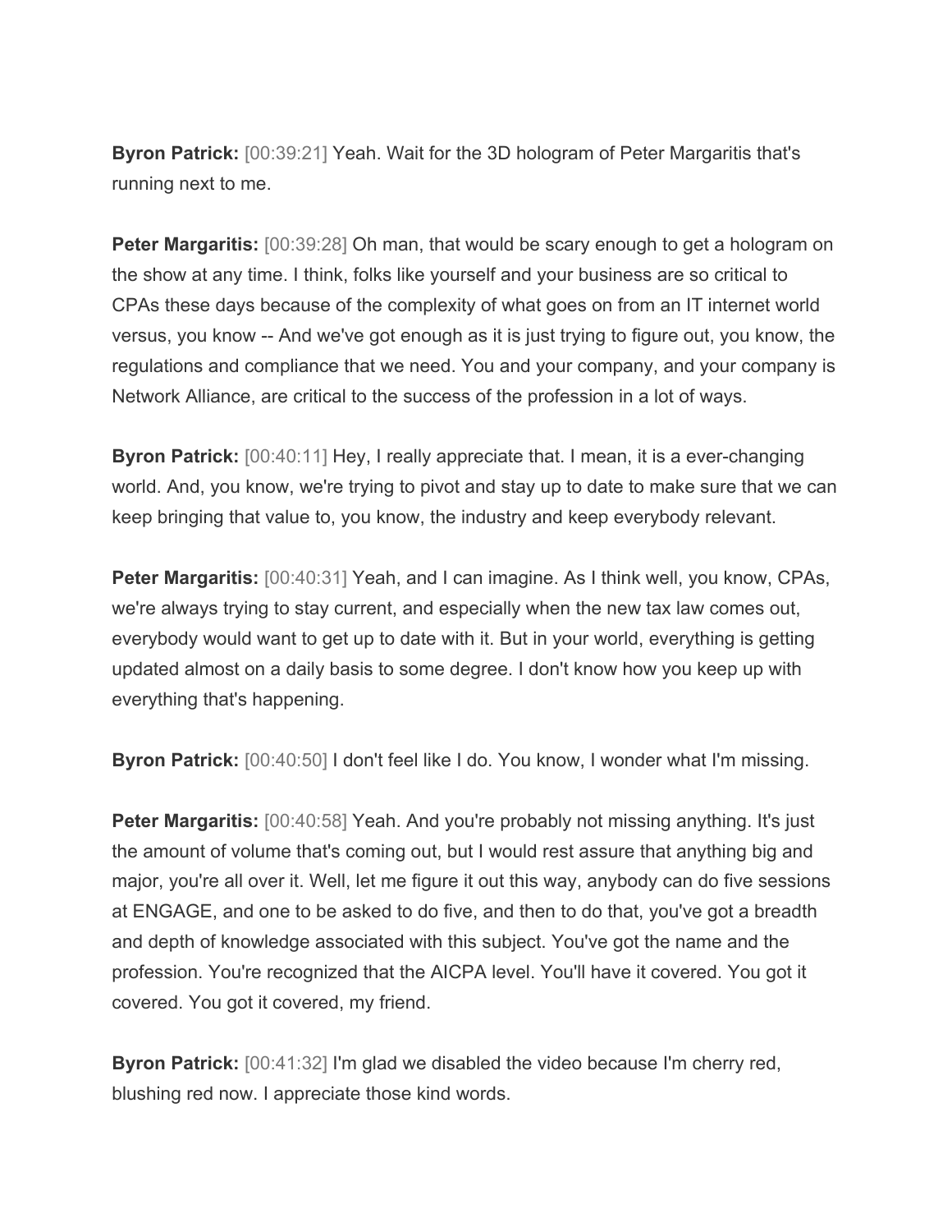**Byron Patrick:** [00:39:21] Yeah. Wait for the 3D hologram of Peter Margaritis that's running next to me.

**Peter Margaritis:** [00:39:28] Oh man, that would be scary enough to get a hologram on the show at any time. I think, folks like yourself and your business are so critical to CPAs these days because of the complexity of what goes on from an IT internet world versus, you know -- And we've got enough as it is just trying to figure out, you know, the regulations and compliance that we need. You and your company, and your company is Network Alliance, are critical to the success of the profession in a lot of ways.

**Byron Patrick:** [00:40:11] Hey, I really appreciate that. I mean, it is a ever-changing world. And, you know, we're trying to pivot and stay up to date to make sure that we can keep bringing that value to, you know, the industry and keep everybody relevant.

**Peter Margaritis:** [00:40:31] Yeah, and I can imagine. As I think well, you know, CPAs, we're always trying to stay current, and especially when the new tax law comes out, everybody would want to get up to date with it. But in your world, everything is getting updated almost on a daily basis to some degree. I don't know how you keep up with everything that's happening.

**Byron Patrick:** [00:40:50] I don't feel like I do. You know, I wonder what I'm missing.

**Peter Margaritis:** [00:40:58] Yeah. And you're probably not missing anything. It's just the amount of volume that's coming out, but I would rest assure that anything big and major, you're all over it. Well, let me figure it out this way, anybody can do five sessions at ENGAGE, and one to be asked to do five, and then to do that, you've got a breadth and depth of knowledge associated with this subject. You've got the name and the profession. You're recognized that the AICPA level. You'll have it covered. You got it covered. You got it covered, my friend.

**Byron Patrick:** [00:41:32] I'm glad we disabled the video because I'm cherry red, blushing red now. I appreciate those kind words.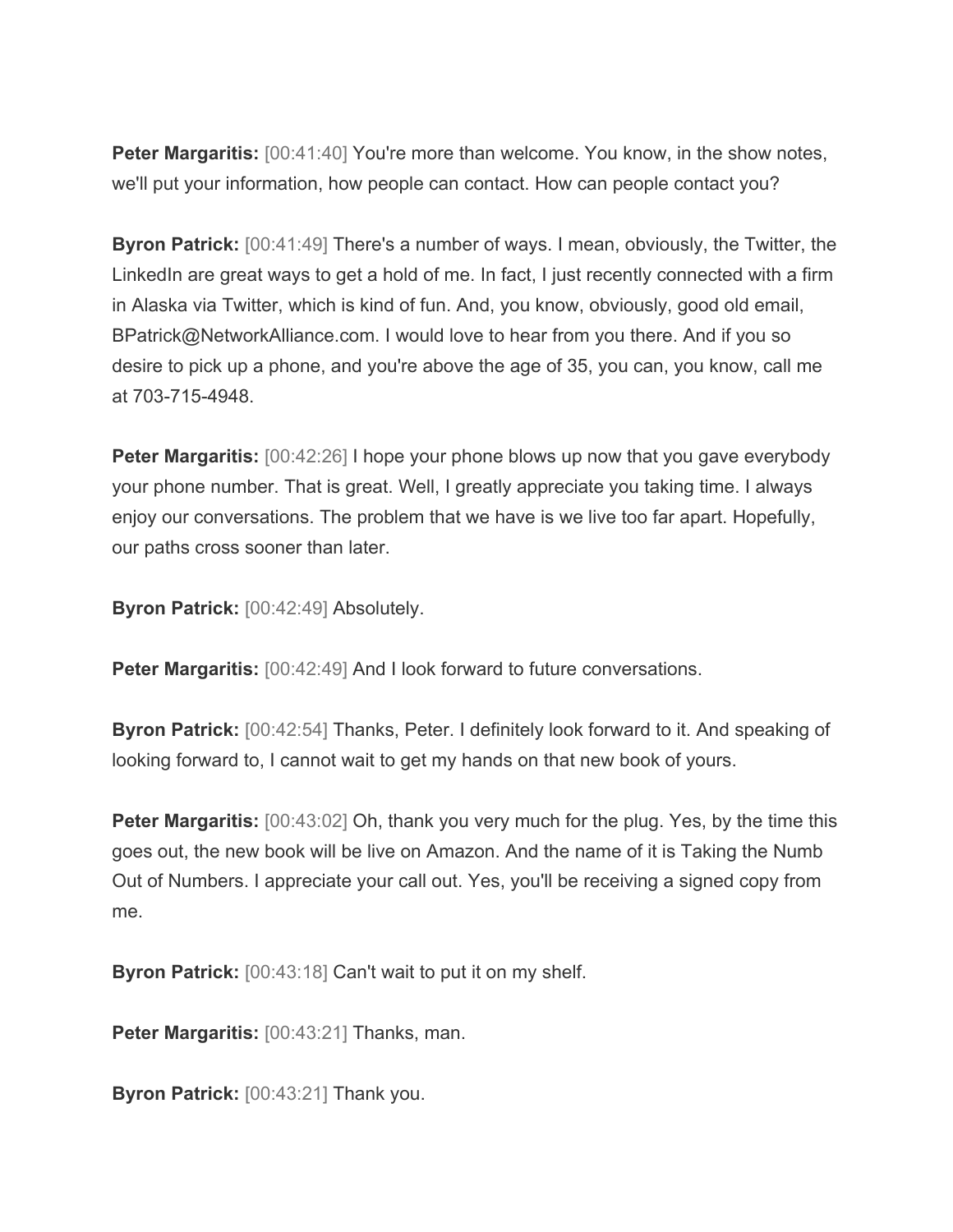**Peter Margaritis:** [00:41:40] You're more than welcome. You know, in the show notes, we'll put your information, how people can contact. How can people contact you?

**Byron Patrick:** [00:41:49] There's a number of ways. I mean, obviously, the Twitter, the LinkedIn are great ways to get a hold of me. In fact, I just recently connected with a firm in Alaska via Twitter, which is kind of fun. And, you know, obviously, good old email, BPatrick@NetworkAlliance.com. I would love to hear from you there. And if you so desire to pick up a phone, and you're above the age of 35, you can, you know, call me at 703-715-4948.

**Peter Margaritis:** [00:42:26] I hope your phone blows up now that you gave everybody your phone number. That is great. Well, I greatly appreciate you taking time. I always enjoy our conversations. The problem that we have is we live too far apart. Hopefully, our paths cross sooner than later.

**Byron Patrick:** [00:42:49] Absolutely.

**Peter Margaritis:** [00:42:49] And I look forward to future conversations.

**Byron Patrick:** [00:42:54] Thanks, Peter. I definitely look forward to it. And speaking of looking forward to, I cannot wait to get my hands on that new book of yours.

**Peter Margaritis:** [00:43:02] Oh, thank you very much for the plug. Yes, by the time this goes out, the new book will be live on Amazon. And the name of it is Taking the Numb Out of Numbers. I appreciate your call out. Yes, you'll be receiving a signed copy from me.

**Byron Patrick:** [00:43:18] Can't wait to put it on my shelf.

**Peter Margaritis:** [00:43:21] Thanks, man.

**Byron Patrick:** [00:43:21] Thank you.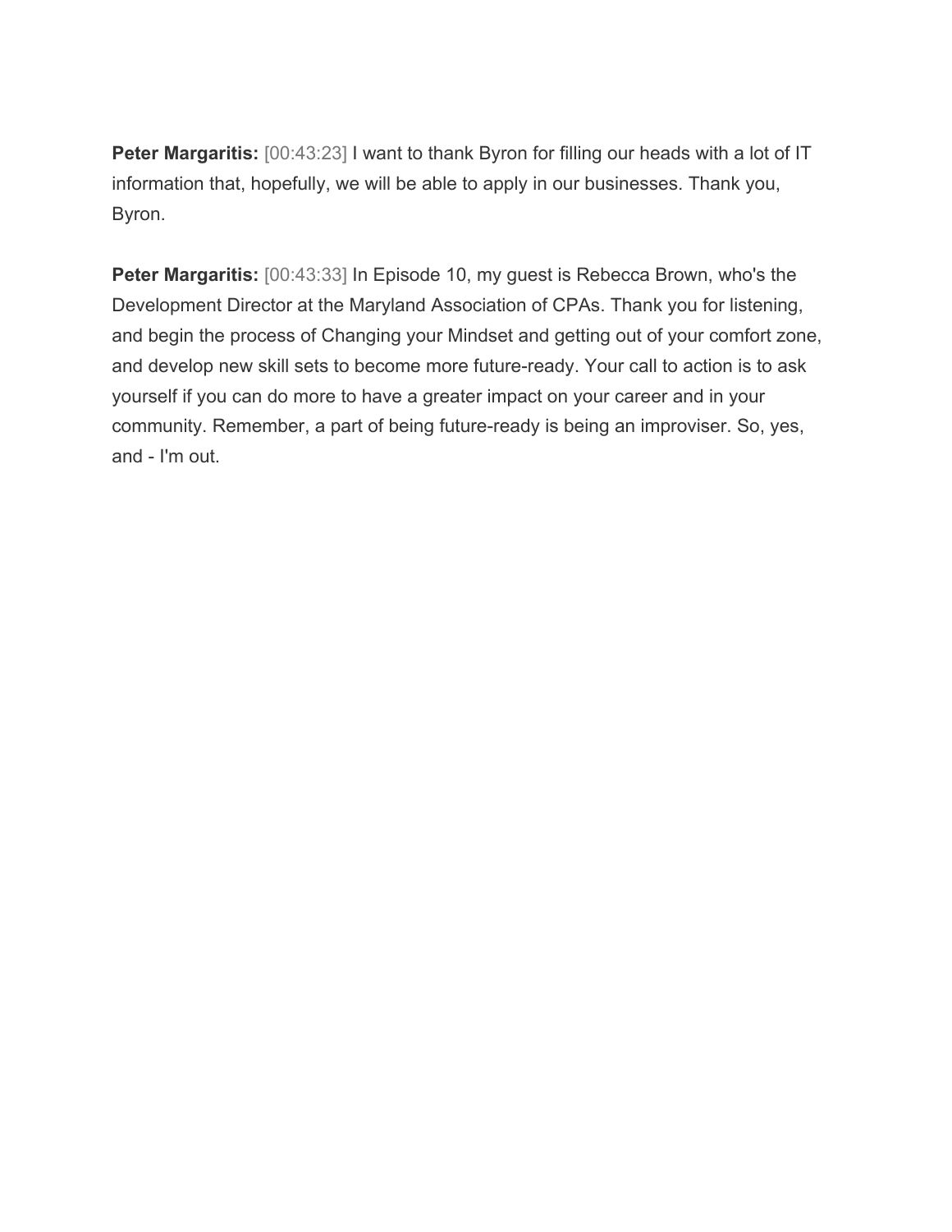**Peter Margaritis:** [00:43:23] I want to thank Byron for filling our heads with a lot of IT information that, hopefully, we will be able to apply in our businesses. Thank you, Byron.

**Peter Margaritis:** [00:43:33] In Episode 10, my guest is Rebecca Brown, who's the Development Director at the Maryland Association of CPAs. Thank you for listening, and begin the process of Changing your Mindset and getting out of your comfort zone, and develop new skill sets to become more future-ready. Your call to action is to ask yourself if you can do more to have a greater impact on your career and in your community. Remember, a part of being future-ready is being an improviser. So, yes, and - I'm out.